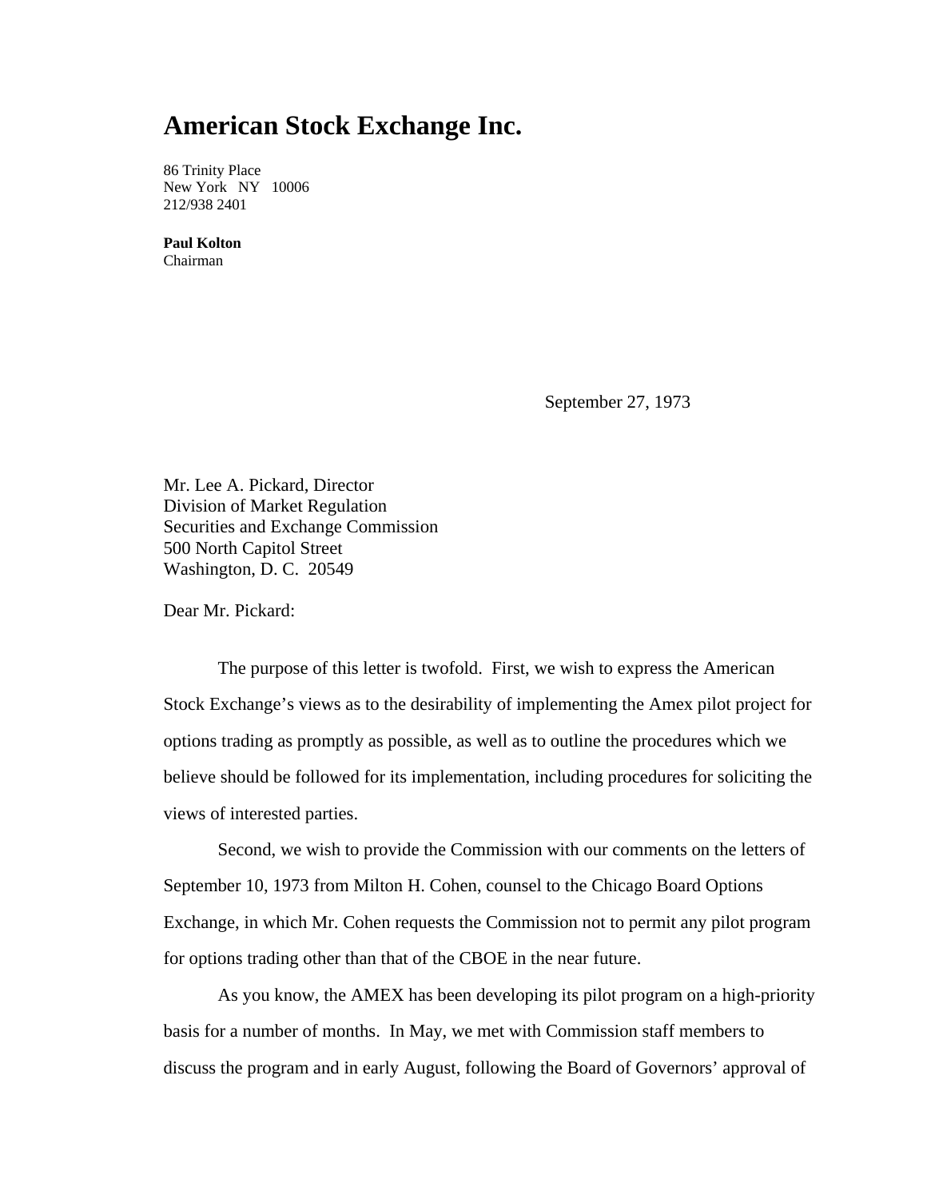# American Stock Exchange Inc.

86 Trinity Place
New York NY 10006
212/938 2401

**Paul Kolton**
Chairman

September 27, 1973

Mr. Lee A. Pickard, Director
Division of Market Regulation
Securities and Exchange Commission
500 North Capitol Street
Washington, D. C. 20549

Dear Mr. Pickard:

The purpose of this letter is twofold. First, we wish to express the American Stock Exchange's views as to the desirability of implementing the Amex pilot project for options trading as promptly as possible, as well as to outline the procedures which we believe should be followed for its implementation, including procedures for soliciting the views of interested parties.

Second, we wish to provide the Commission with our comments on the letters of September 10, 1973 from Milton H. Cohen, counsel to the Chicago Board Options Exchange, in which Mr. Cohen requests the Commission not to permit any pilot program for options trading other than that of the CBOE in the near future.

As you know, the AMEX has been developing its pilot program on a high-priority basis for a number of months. In May, we met with Commission staff members to discuss the program and in early August, following the Board of Governors' approval of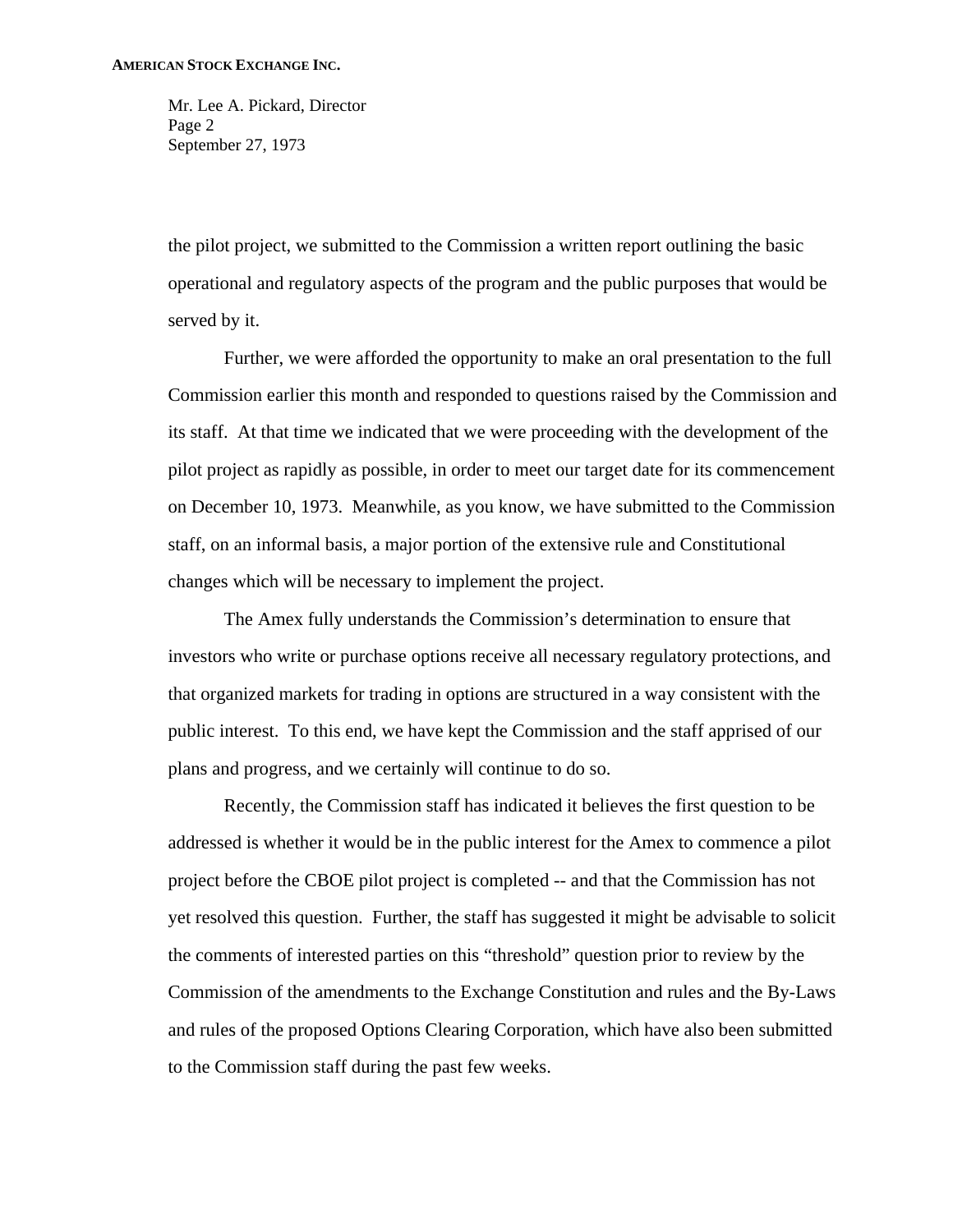the pilot project, we submitted to the Commission a written report outlining the basic operational and regulatory aspects of the program and the public purposes that would be served by it.

Further, we were afforded the opportunity to make an oral presentation to the full Commission earlier this month and responded to questions raised by the Commission and its staff. At that time we indicated that we were proceeding with the development of the pilot project as rapidly as possible, in order to meet our target date for its commencement on December 10, 1973. Meanwhile, as you know, we have submitted to the Commission staff, on an informal basis, a major portion of the extensive rule and Constitutional changes which will be necessary to implement the project.

The Amex fully understands the Commission's determination to ensure that investors who write or purchase options receive all necessary regulatory protections, and that organized markets for trading in options are structured in a way consistent with the public interest. To this end, we have kept the Commission and the staff apprised of our plans and progress, and we certainly will continue to do so.

Recently, the Commission staff has indicated it believes the first question to be addressed is whether it would be in the public interest for the Amex to commence a pilot project before the CBOE pilot project is completed -- and that the Commission has not yet resolved this question. Further, the staff has suggested it might be advisable to solicit the comments of interested parties on this "threshold" question prior to review by the Commission of the amendments to the Exchange Constitution and rules and the By-Laws and rules of the proposed Options Clearing Corporation, which have also been submitted to the Commission staff during the past few weeks.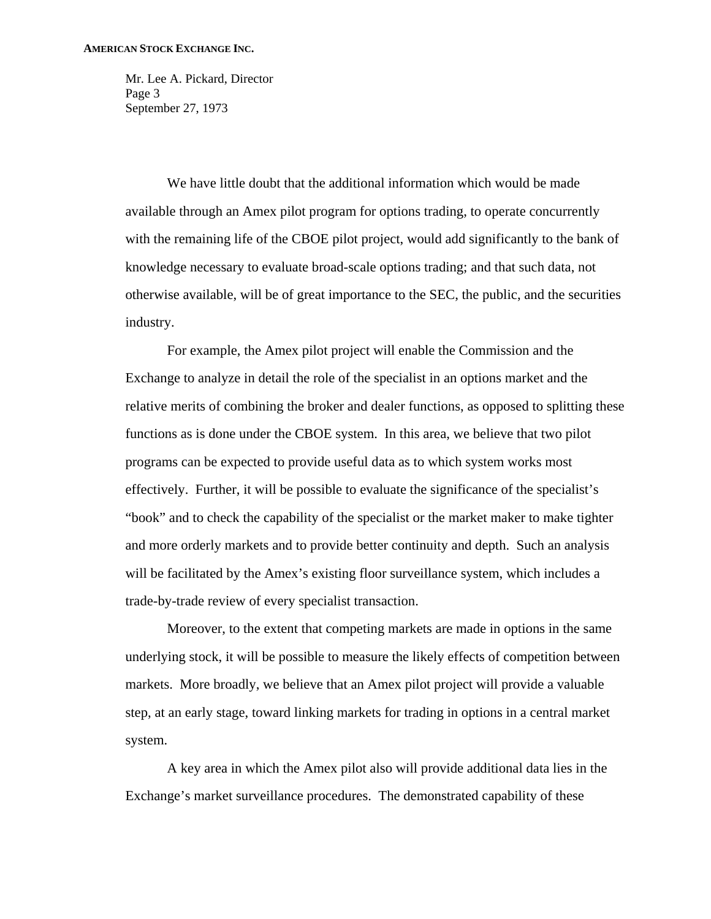We have little doubt that the additional information which would be made available through an Amex pilot program for options trading, to operate concurrently with the remaining life of the CBOE pilot project, would add significantly to the bank of knowledge necessary to evaluate broad-scale options trading; and that such data, not otherwise available, will be of great importance to the SEC, the public, and the securities industry.

For example, the Amex pilot project will enable the Commission and the Exchange to analyze in detail the role of the specialist in an options market and the relative merits of combining the broker and dealer functions, as opposed to splitting these functions as is done under the CBOE system. In this area, we believe that two pilot programs can be expected to provide useful data as to which system works most effectively. Further, it will be possible to evaluate the significance of the specialist's "book" and to check the capability of the specialist or the market maker to make tighter and more orderly markets and to provide better continuity and depth. Such an analysis will be facilitated by the Amex's existing floor surveillance system, which includes a trade-by-trade review of every specialist transaction.

Moreover, to the extent that competing markets are made in options in the same underlying stock, it will be possible to measure the likely effects of competition between markets. More broadly, we believe that an Amex pilot project will provide a valuable step, at an early stage, toward linking markets for trading in options in a central market system.

A key area in which the Amex pilot also will provide additional data lies in the Exchange's market surveillance procedures. The demonstrated capability of these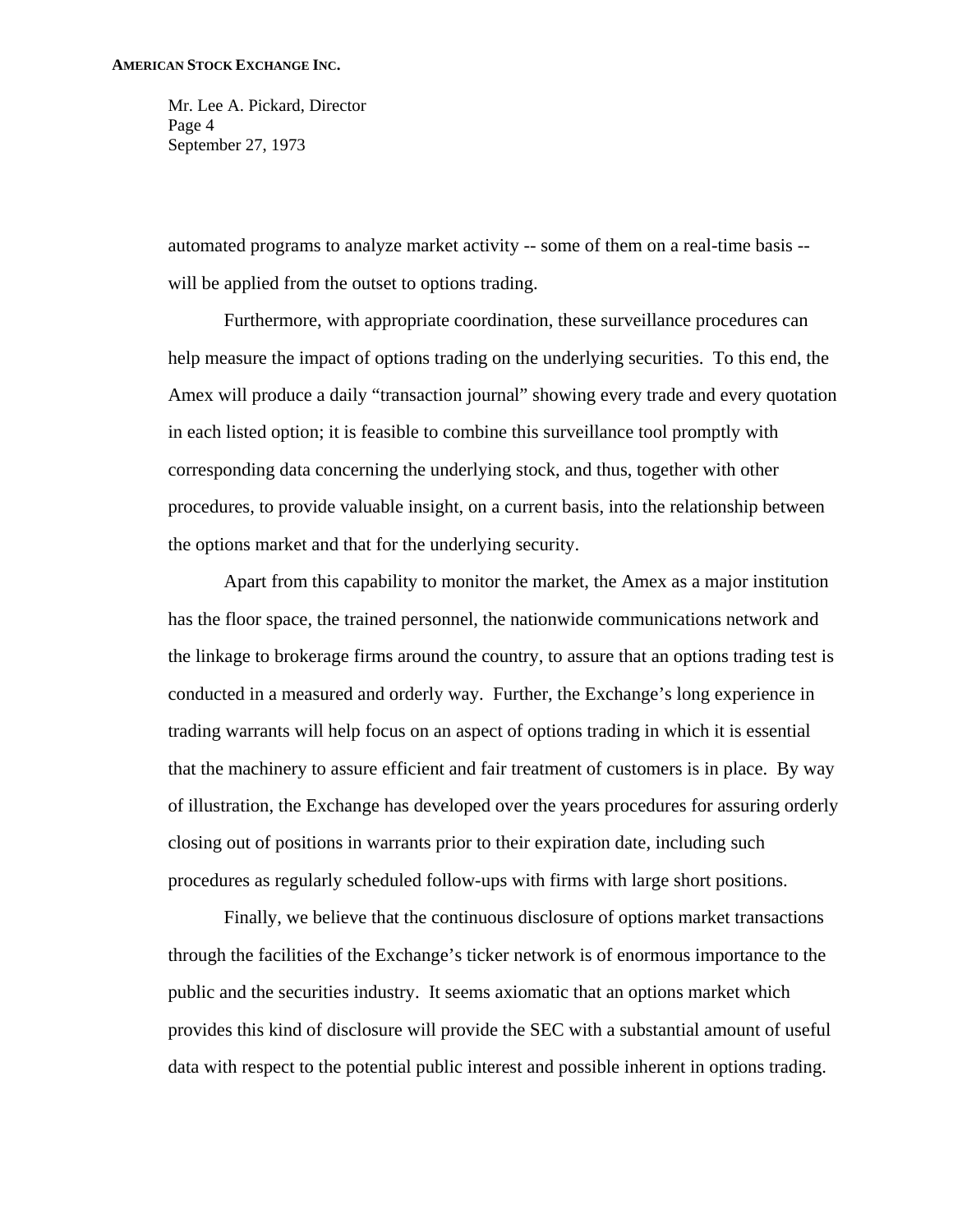automated programs to analyze market activity -- some of them on a real-time basis -- will be applied from the outset to options trading.

Furthermore, with appropriate coordination, these surveillance procedures can help measure the impact of options trading on the underlying securities. To this end, the Amex will produce a daily "transaction journal" showing every trade and every quotation in each listed option; it is feasible to combine this surveillance tool promptly with corresponding data concerning the underlying stock, and thus, together with other procedures, to provide valuable insight, on a current basis, into the relationship between the options market and that for the underlying security.

Apart from this capability to monitor the market, the Amex as a major institution has the floor space, the trained personnel, the nationwide communications network and the linkage to brokerage firms around the country, to assure that an options trading test is conducted in a measured and orderly way. Further, the Exchange's long experience in trading warrants will help focus on an aspect of options trading in which it is essential that the machinery to assure efficient and fair treatment of customers is in place. By way of illustration, the Exchange has developed over the years procedures for assuring orderly closing out of positions in warrants prior to their expiration date, including such procedures as regularly scheduled follow-ups with firms with large short positions.

Finally, we believe that the continuous disclosure of options market transactions through the facilities of the Exchange's ticker network is of enormous importance to the public and the securities industry. It seems axiomatic that an options market which provides this kind of disclosure will provide the SEC with a substantial amount of useful data with respect to the potential public interest and possible inherent in options trading.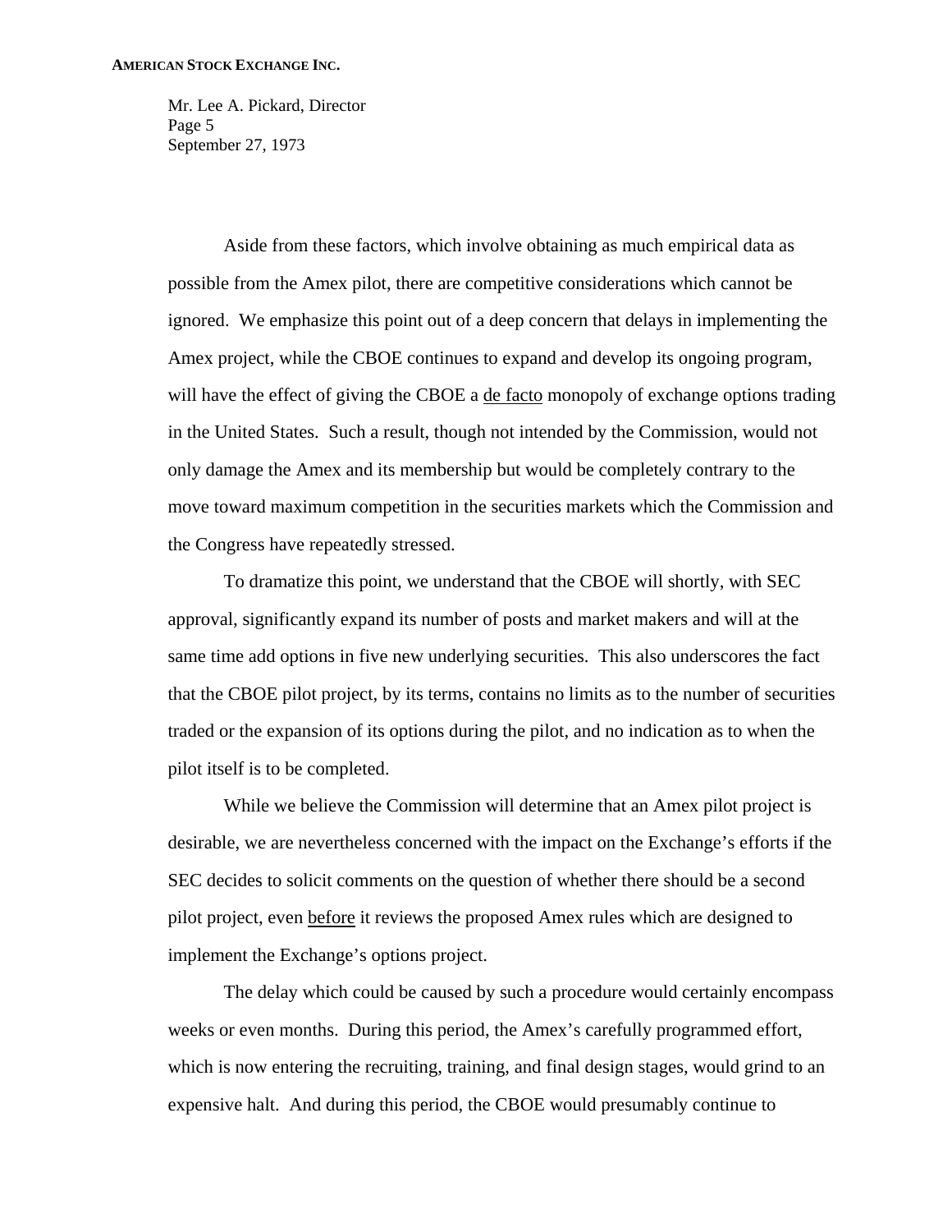Aside from these factors, which involve obtaining as much empirical data as possible from the Amex pilot, there are competitive considerations which cannot be ignored. We emphasize this point out of a deep concern that delays in implementing the Amex project, while the CBOE continues to expand and develop its ongoing program, will have the effect of giving the CBOE a de facto monopoly of exchange options trading in the United States. Such a result, though not intended by the Commission, would not only damage the Amex and its membership but would be completely contrary to the move toward maximum competition in the securities markets which the Commission and the Congress have repeatedly stressed.

To dramatize this point, we understand that the CBOE will shortly, with SEC approval, significantly expand its number of posts and market makers and will at the same time add options in five new underlying securities. This also underscores the fact that the CBOE pilot project, by its terms, contains no limits as to the number of securities traded or the expansion of its options during the pilot, and no indication as to when the pilot itself is to be completed.

While we believe the Commission will determine that an Amex pilot project is desirable, we are nevertheless concerned with the impact on the Exchange's efforts if the SEC decides to solicit comments on the question of whether there should be a second pilot project, even before it reviews the proposed Amex rules which are designed to implement the Exchange's options project.

The delay which could be caused by such a procedure would certainly encompass weeks or even months. During this period, the Amex's carefully programmed effort, which is now entering the recruiting, training, and final design stages, would grind to an expensive halt. And during this period, the CBOE would presumably continue to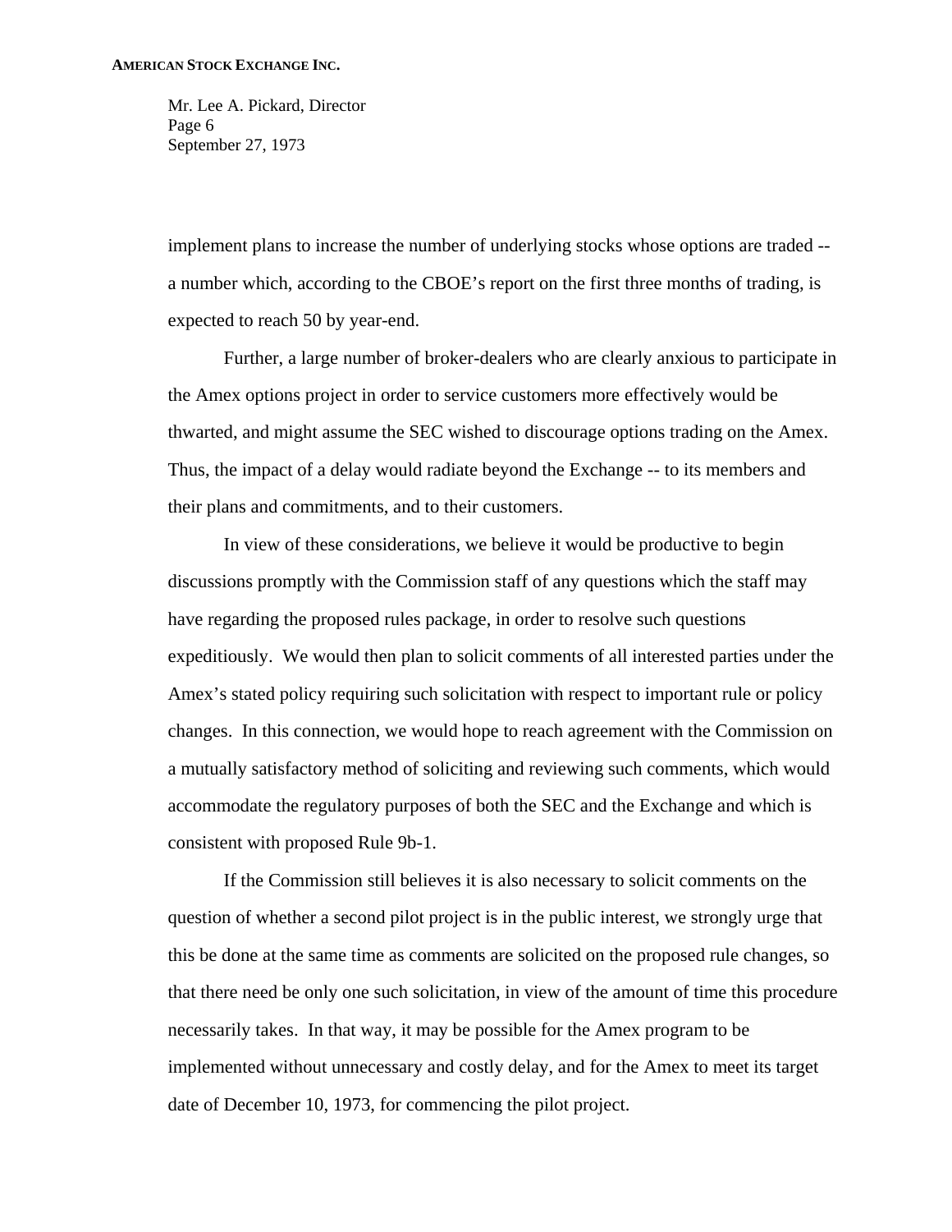implement plans to increase the number of underlying stocks whose options are traded -- a number which, according to the CBOE's report on the first three months of trading, is expected to reach 50 by year-end.

Further, a large number of broker-dealers who are clearly anxious to participate in the Amex options project in order to service customers more effectively would be thwarted, and might assume the SEC wished to discourage options trading on the Amex. Thus, the impact of a delay would radiate beyond the Exchange -- to its members and their plans and commitments, and to their customers.

In view of these considerations, we believe it would be productive to begin discussions promptly with the Commission staff of any questions which the staff may have regarding the proposed rules package, in order to resolve such questions expeditiously. We would then plan to solicit comments of all interested parties under the Amex's stated policy requiring such solicitation with respect to important rule or policy changes. In this connection, we would hope to reach agreement with the Commission on a mutually satisfactory method of soliciting and reviewing such comments, which would accommodate the regulatory purposes of both the SEC and the Exchange and which is consistent with proposed Rule 9b-1.

If the Commission still believes it is also necessary to solicit comments on the question of whether a second pilot project is in the public interest, we strongly urge that this be done at the same time as comments are solicited on the proposed rule changes, so that there need be only one such solicitation, in view of the amount of time this procedure necessarily takes. In that way, it may be possible for the Amex program to be implemented without unnecessary and costly delay, and for the Amex to meet its target date of December 10, 1973, for commencing the pilot project.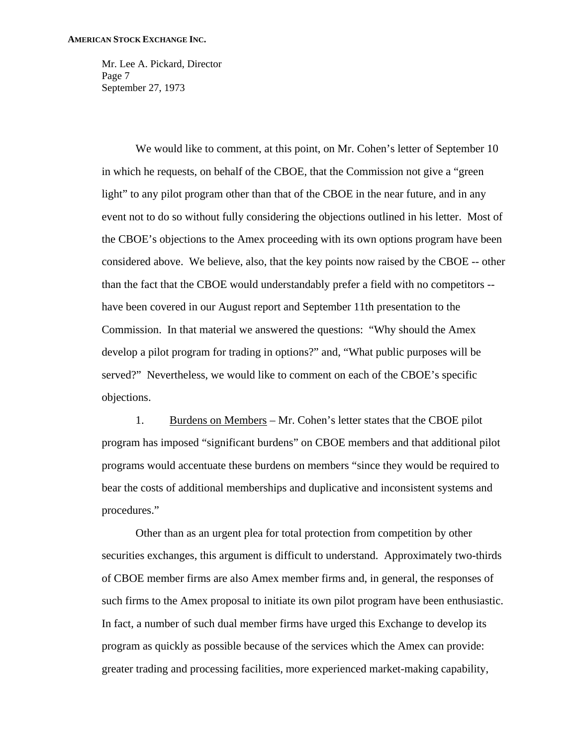We would like to comment, at this point, on Mr. Cohen's letter of September 10 in which he requests, on behalf of the CBOE, that the Commission not give a "green light" to any pilot program other than that of the CBOE in the near future, and in any event not to do so without fully considering the objections outlined in his letter. Most of the CBOE's objections to the Amex proceeding with its own options program have been considered above. We believe, also, that the key points now raised by the CBOE -- other than the fact that the CBOE would understandably prefer a field with no competitors -- have been covered in our August report and September 11th presentation to the Commission. In that material we answered the questions: "Why should the Amex develop a pilot program for trading in options?" and, "What public purposes will be served?" Nevertheless, we would like to comment on each of the CBOE's specific objections.

1. <u>Burdens on Members</u> – Mr. Cohen's letter states that the CBOE pilot program has imposed "significant burdens" on CBOE members and that additional pilot programs would accentuate these burdens on members "since they would be required to bear the costs of additional memberships and duplicative and inconsistent systems and procedures."

Other than as an urgent plea for total protection from competition by other securities exchanges, this argument is difficult to understand. Approximately two-thirds of CBOE member firms are also Amex member firms and, in general, the responses of such firms to the Amex proposal to initiate its own pilot program have been enthusiastic. In fact, a number of such dual member firms have urged this Exchange to develop its program as quickly as possible because of the services which the Amex can provide: greater trading and processing facilities, more experienced market-making capability,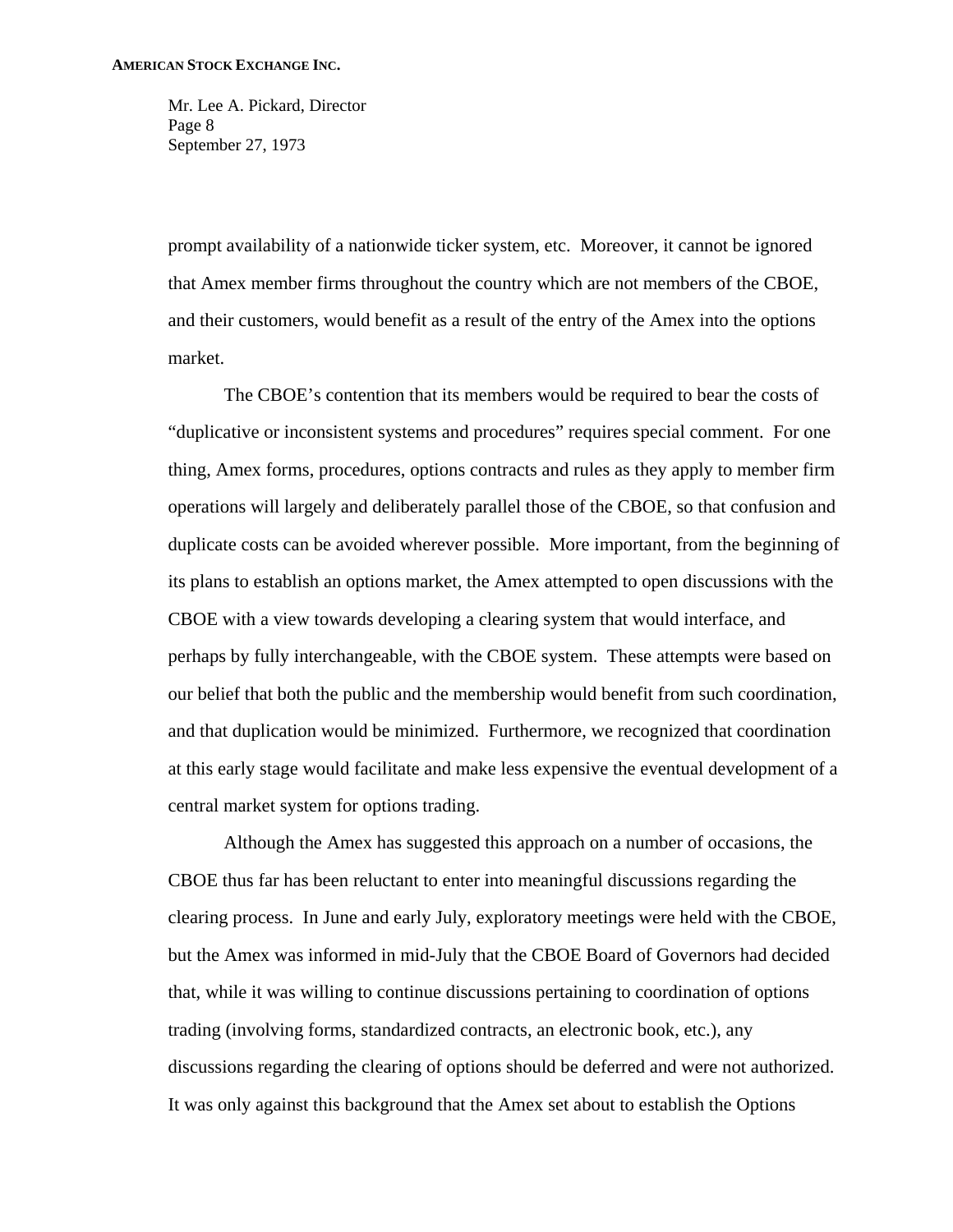prompt availability of a nationwide ticker system, etc. Moreover, it cannot be ignored that Amex member firms throughout the country which are not members of the CBOE, and their customers, would benefit as a result of the entry of the Amex into the options market.

The CBOE's contention that its members would be required to bear the costs of "duplicative or inconsistent systems and procedures" requires special comment. For one thing, Amex forms, procedures, options contracts and rules as they apply to member firm operations will largely and deliberately parallel those of the CBOE, so that confusion and duplicate costs can be avoided wherever possible. More important, from the beginning of its plans to establish an options market, the Amex attempted to open discussions with the CBOE with a view towards developing a clearing system that would interface, and perhaps by fully interchangeable, with the CBOE system. These attempts were based on our belief that both the public and the membership would benefit from such coordination, and that duplication would be minimized. Furthermore, we recognized that coordination at this early stage would facilitate and make less expensive the eventual development of a central market system for options trading.

Although the Amex has suggested this approach on a number of occasions, the CBOE thus far has been reluctant to enter into meaningful discussions regarding the clearing process. In June and early July, exploratory meetings were held with the CBOE, but the Amex was informed in mid-July that the CBOE Board of Governors had decided that, while it was willing to continue discussions pertaining to coordination of options trading (involving forms, standardized contracts, an electronic book, etc.), any discussions regarding the clearing of options should be deferred and were not authorized. It was only against this background that the Amex set about to establish the Options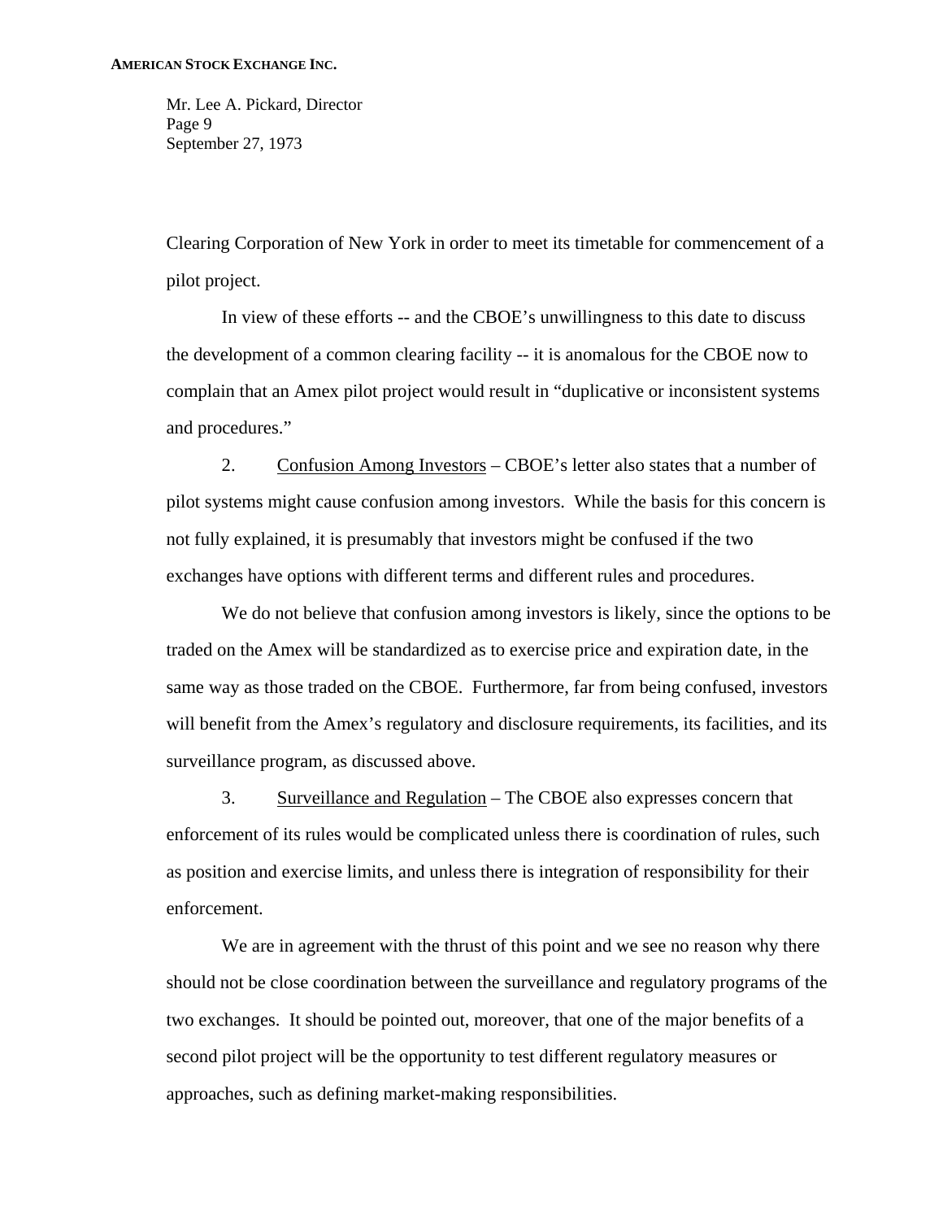Clearing Corporation of New York in order to meet its timetable for commencement of a pilot project.

In view of these efforts -- and the CBOE's unwillingness to this date to discuss the development of a common clearing facility -- it is anomalous for the CBOE now to complain that an Amex pilot project would result in "duplicative or inconsistent systems and procedures."

2. Confusion Among Investors – CBOE's letter also states that a number of pilot systems might cause confusion among investors. While the basis for this concern is not fully explained, it is presumably that investors might be confused if the two exchanges have options with different terms and different rules and procedures.

We do not believe that confusion among investors is likely, since the options to be traded on the Amex will be standardized as to exercise price and expiration date, in the same way as those traded on the CBOE. Furthermore, far from being confused, investors will benefit from the Amex's regulatory and disclosure requirements, its facilities, and its surveillance program, as discussed above.

3. Surveillance and Regulation – The CBOE also expresses concern that enforcement of its rules would be complicated unless there is coordination of rules, such as position and exercise limits, and unless there is integration of responsibility for their enforcement.

We are in agreement with the thrust of this point and we see no reason why there should not be close coordination between the surveillance and regulatory programs of the two exchanges. It should be pointed out, moreover, that one of the major benefits of a second pilot project will be the opportunity to test different regulatory measures or approaches, such as defining market-making responsibilities.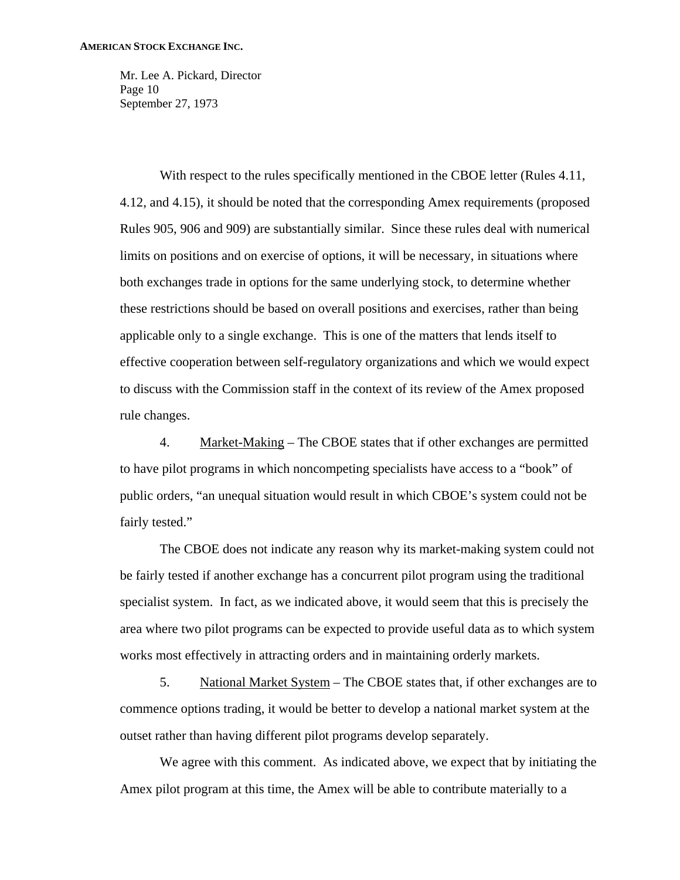With respect to the rules specifically mentioned in the CBOE letter (Rules 4.11, 4.12, and 4.15), it should be noted that the corresponding Amex requirements (proposed Rules 905, 906 and 909) are substantially similar. Since these rules deal with numerical limits on positions and on exercise of options, it will be necessary, in situations where both exchanges trade in options for the same underlying stock, to determine whether these restrictions should be based on overall positions and exercises, rather than being applicable only to a single exchange. This is one of the matters that lends itself to effective cooperation between self-regulatory organizations and which we would expect to discuss with the Commission staff in the context of its review of the Amex proposed rule changes.

4. Market-Making – The CBOE states that if other exchanges are permitted to have pilot programs in which noncompeting specialists have access to a "book" of public orders, "an unequal situation would result in which CBOE's system could not be fairly tested."

The CBOE does not indicate any reason why its market-making system could not be fairly tested if another exchange has a concurrent pilot program using the traditional specialist system. In fact, as we indicated above, it would seem that this is precisely the area where two pilot programs can be expected to provide useful data as to which system works most effectively in attracting orders and in maintaining orderly markets.

5. National Market System – The CBOE states that, if other exchanges are to commence options trading, it would be better to develop a national market system at the outset rather than having different pilot programs develop separately.

We agree with this comment. As indicated above, we expect that by initiating the Amex pilot program at this time, the Amex will be able to contribute materially to a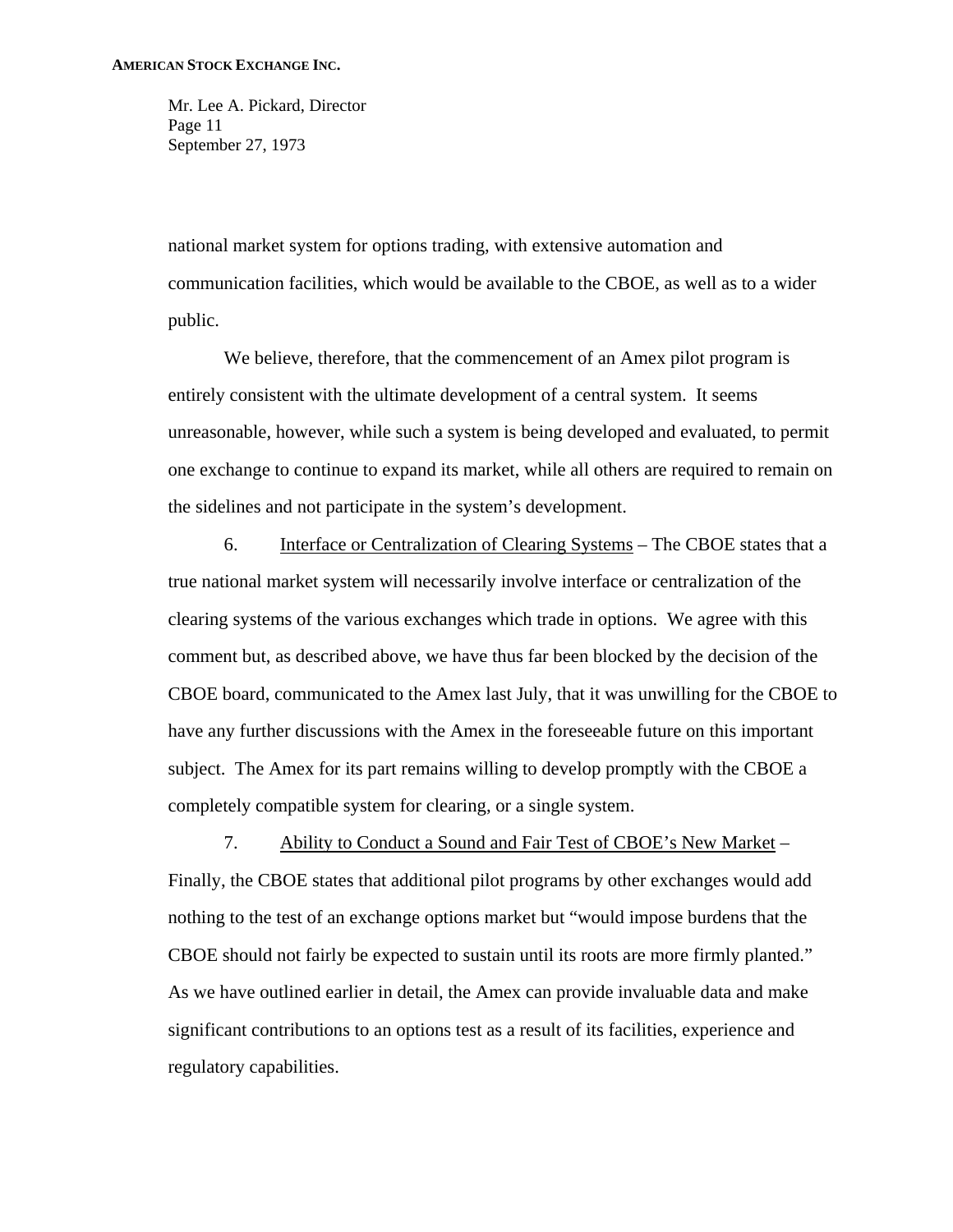national market system for options trading, with extensive automation and communication facilities, which would be available to the CBOE, as well as to a wider public.

We believe, therefore, that the commencement of an Amex pilot program is entirely consistent with the ultimate development of a central system. It seems unreasonable, however, while such a system is being developed and evaluated, to permit one exchange to continue to expand its market, while all others are required to remain on the sidelines and not participate in the system's development.

6. <u>Interface or Centralization of Clearing Systems</u> – The CBOE states that a true national market system will necessarily involve interface or centralization of the clearing systems of the various exchanges which trade in options. We agree with this comment but, as described above, we have thus far been blocked by the decision of the CBOE board, communicated to the Amex last July, that it was unwilling for the CBOE to have any further discussions with the Amex in the foreseeable future on this important subject. The Amex for its part remains willing to develop promptly with the CBOE a completely compatible system for clearing, or a single system.

7. <u>Ability to Conduct a Sound and Fair Test of CBOE's New Market</u> – Finally, the CBOE states that additional pilot programs by other exchanges would add nothing to the test of an exchange options market but "would impose burdens that the CBOE should not fairly be expected to sustain until its roots are more firmly planted." As we have outlined earlier in detail, the Amex can provide invaluable data and make significant contributions to an options test as a result of its facilities, experience and regulatory capabilities.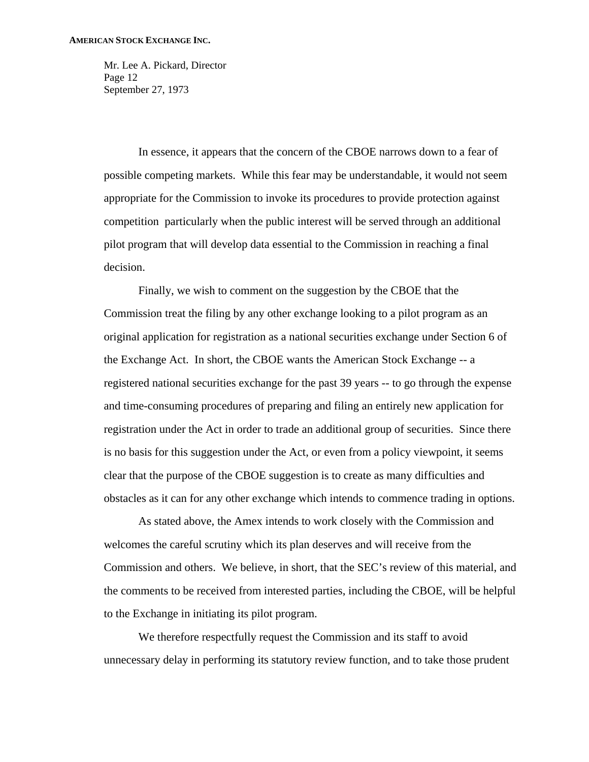In essence, it appears that the concern of the CBOE narrows down to a fear of possible competing markets. While this fear may be understandable, it would not seem appropriate for the Commission to invoke its procedures to provide protection against competition particularly when the public interest will be served through an additional pilot program that will develop data essential to the Commission in reaching a final decision.

Finally, we wish to comment on the suggestion by the CBOE that the Commission treat the filing by any other exchange looking to a pilot program as an original application for registration as a national securities exchange under Section 6 of the Exchange Act. In short, the CBOE wants the American Stock Exchange -- a registered national securities exchange for the past 39 years -- to go through the expense and time-consuming procedures of preparing and filing an entirely new application for registration under the Act in order to trade an additional group of securities. Since there is no basis for this suggestion under the Act, or even from a policy viewpoint, it seems clear that the purpose of the CBOE suggestion is to create as many difficulties and obstacles as it can for any other exchange which intends to commence trading in options.

As stated above, the Amex intends to work closely with the Commission and welcomes the careful scrutiny which its plan deserves and will receive from the Commission and others. We believe, in short, that the SEC's review of this material, and the comments to be received from interested parties, including the CBOE, will be helpful to the Exchange in initiating its pilot program.

We therefore respectfully request the Commission and its staff to avoid unnecessary delay in performing its statutory review function, and to take those prudent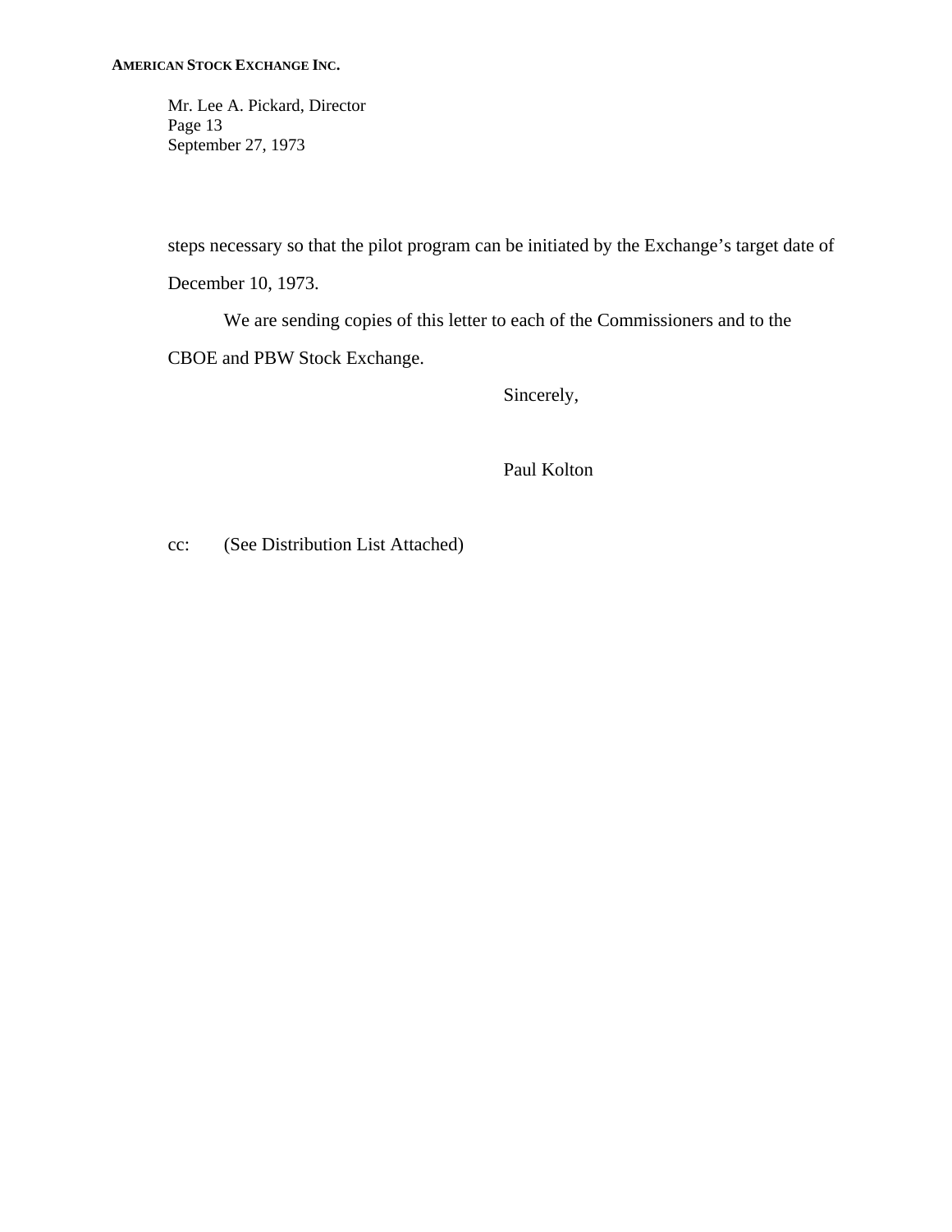steps necessary so that the pilot program can be initiated by the Exchange's target date of December 10, 1973.

We are sending copies of this letter to each of the Commissioners and to the CBOE and PBW Stock Exchange.

Sincerely,

Paul Kolton

cc: (See Distribution List Attached)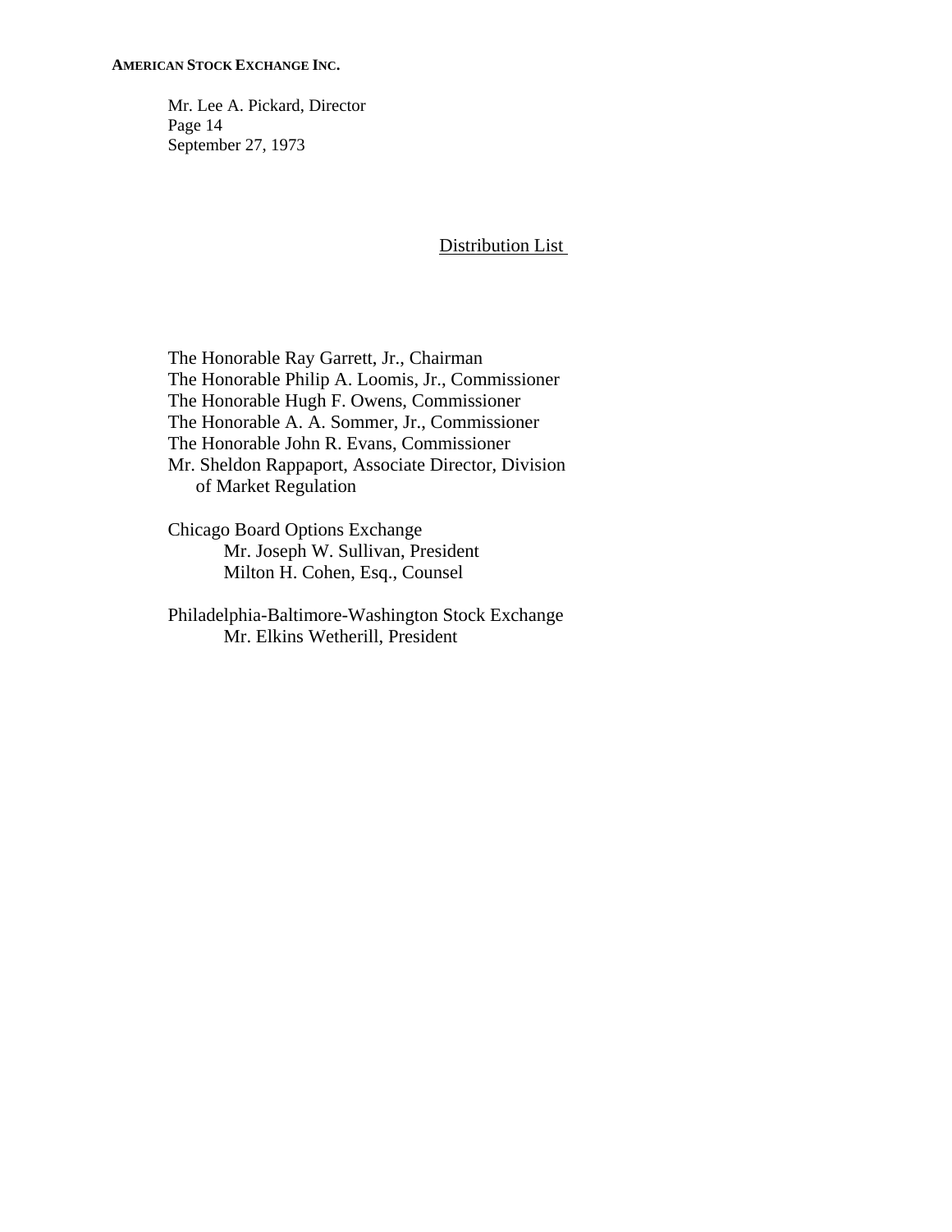Distribution List

The Honorable Ray Garrett, Jr., Chairman
The Honorable Philip A. Loomis, Jr., Commissioner
The Honorable Hugh F. Owens, Commissioner
The Honorable A. A. Sommer, Jr., Commissioner
The Honorable John R. Evans, Commissioner
Mr. Sheldon Rappaport, Associate Director, Division of Market Regulation

Chicago Board Options Exchange
Mr. Joseph W. Sullivan, President
Milton H. Cohen, Esq., Counsel

Philadelphia-Baltimore-Washington Stock Exchange
Mr. Elkins Wetherill, President